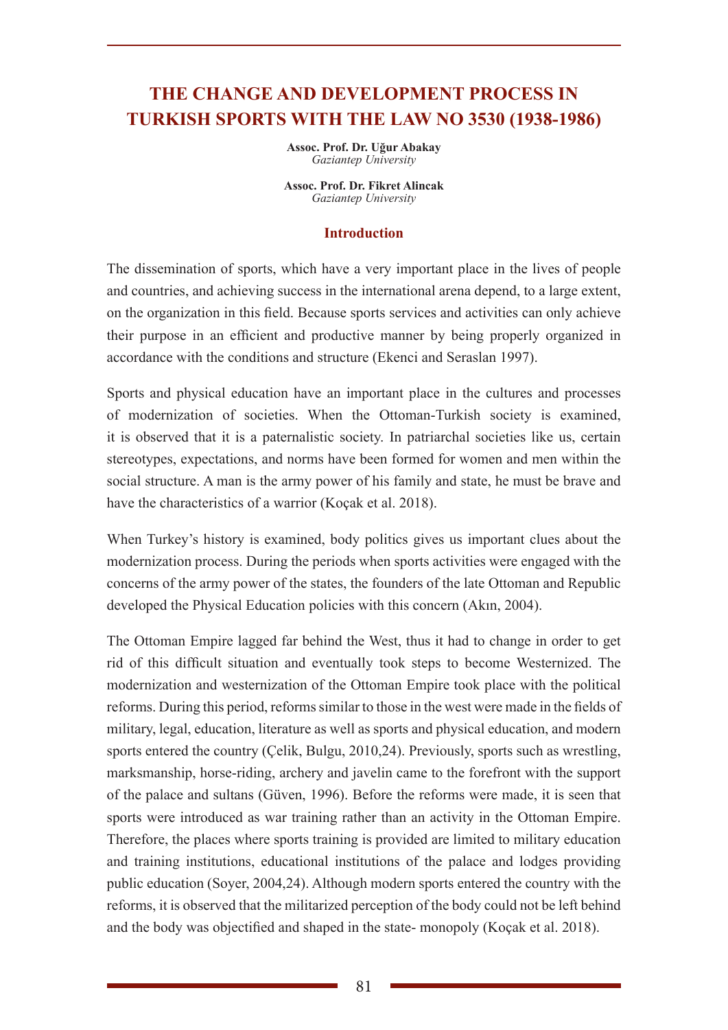# THE CHANGE AND DEVELOPMENT PROCESS IN TURKISH SPORTS WITH THE LAW NO 3530 (1938-1986)

**Assoc. Prof. Dr. Uğur Abakay**
*Gaziantep University*

**Assoc. Prof. Dr. Fikret Alincak**
*Gaziantep University*

## Introduction

The dissemination of sports, which have a very important place in the lives of people and countries, and achieving success in the international arena depend, to a large extent, on the organization in this field. Because sports services and activities can only achieve their purpose in an efficient and productive manner by being properly organized in accordance with the conditions and structure (Ekenci and Seraslan 1997).

Sports and physical education have an important place in the cultures and processes of modernization of societies. When the Ottoman-Turkish society is examined, it is observed that it is a paternalistic society. In patriarchal societies like us, certain stereotypes, expectations, and norms have been formed for women and men within the social structure. A man is the army power of his family and state, he must be brave and have the characteristics of a warrior (Koçak et al. 2018).

When Turkey's history is examined, body politics gives us important clues about the modernization process. During the periods when sports activities were engaged with the concerns of the army power of the states, the founders of the late Ottoman and Republic developed the Physical Education policies with this concern (Akın, 2004).

The Ottoman Empire lagged far behind the West, thus it had to change in order to get rid of this difficult situation and eventually took steps to become Westernized. The modernization and westernization of the Ottoman Empire took place with the political reforms. During this period, reforms similar to those in the west were made in the fields of military, legal, education, literature as well as sports and physical education, and modern sports entered the country (Çelik, Bulgu, 2010,24). Previously, sports such as wrestling, marksmanship, horse-riding, archery and javelin came to the forefront with the support of the palace and sultans (Güven, 1996). Before the reforms were made, it is seen that sports were introduced as war training rather than an activity in the Ottoman Empire. Therefore, the places where sports training is provided are limited to military education and training institutions, educational institutions of the palace and lodges providing public education (Soyer, 2004,24). Although modern sports entered the country with the reforms, it is observed that the militarized perception of the body could not be left behind and the body was objectified and shaped in the state- monopoly (Koçak et al. 2018).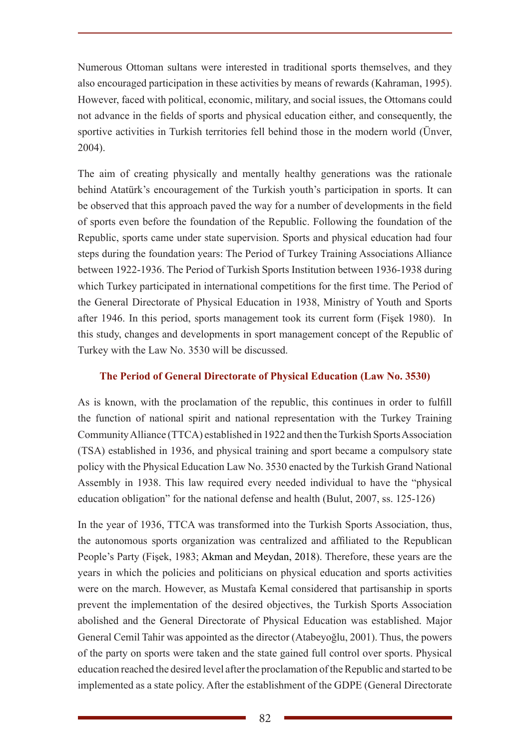Numerous Ottoman sultans were interested in traditional sports themselves, and they also encouraged participation in these activities by means of rewards (Kahraman, 1995). However, faced with political, economic, military, and social issues, the Ottomans could not advance in the fields of sports and physical education either, and consequently, the sportive activities in Turkish territories fell behind those in the modern world (Ünver, 2004).

The aim of creating physically and mentally healthy generations was the rationale behind Atatürk's encouragement of the Turkish youth's participation in sports. It can be observed that this approach paved the way for a number of developments in the field of sports even before the foundation of the Republic. Following the foundation of the Republic, sports came under state supervision. Sports and physical education had four steps during the foundation years: The Period of Turkey Training Associations Alliance between 1922-1936. The Period of Turkish Sports Institution between 1936-1938 during which Turkey participated in international competitions for the first time. The Period of the General Directorate of Physical Education in 1938, Ministry of Youth and Sports after 1946. In this period, sports management took its current form (Fişek 1980). In this study, changes and developments in sport management concept of the Republic of Turkey with the Law No. 3530 will be discussed.

### The Period of General Directorate of Physical Education (Law No. 3530)

As is known, with the proclamation of the republic, this continues in order to fulfill the function of national spirit and national representation with the Turkey Training Community Alliance (TTCA) established in 1922 and then the Turkish Sports Association (TSA) established in 1936, and physical training and sport became a compulsory state policy with the Physical Education Law No. 3530 enacted by the Turkish Grand National Assembly in 1938. This law required every needed individual to have the "physical education obligation" for the national defense and health (Bulut, 2007, ss. 125-126)

In the year of 1936, TTCA was transformed into the Turkish Sports Association, thus, the autonomous sports organization was centralized and affiliated to the Republican People's Party (Fişek, 1983; Akman and Meydan, 2018). Therefore, these years are the years in which the policies and politicians on physical education and sports activities were on the march. However, as Mustafa Kemal considered that partisanship in sports prevent the implementation of the desired objectives, the Turkish Sports Association abolished and the General Directorate of Physical Education was established. Major General Cemil Tahir was appointed as the director (Atabeyoğlu, 2001). Thus, the powers of the party on sports were taken and the state gained full control over sports. Physical education reached the desired level after the proclamation of the Republic and started to be implemented as a state policy. After the establishment of the GDPE (General Directorate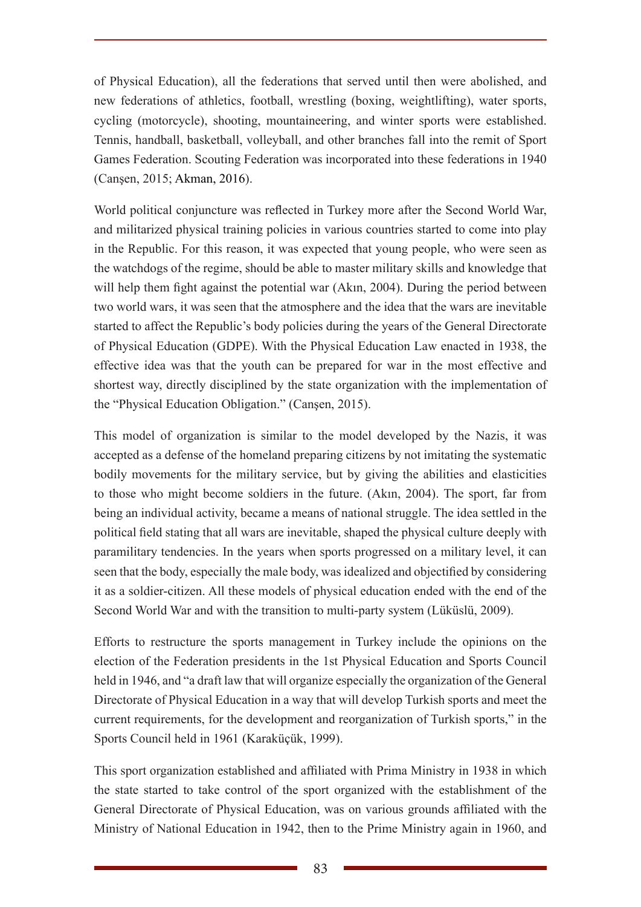of Physical Education), all the federations that served until then were abolished, and new federations of athletics, football, wrestling (boxing, weightlifting), water sports, cycling (motorcycle), shooting, mountaineering, and winter sports were established. Tennis, handball, basketball, volleyball, and other branches fall into the remit of Sport Games Federation. Scouting Federation was incorporated into these federations in 1940 (Canşen, 2015; Akman, 2016).

World political conjuncture was reflected in Turkey more after the Second World War, and militarized physical training policies in various countries started to come into play in the Republic. For this reason, it was expected that young people, who were seen as the watchdogs of the regime, should be able to master military skills and knowledge that will help them fight against the potential war (Akın, 2004). During the period between two world wars, it was seen that the atmosphere and the idea that the wars are inevitable started to affect the Republic's body policies during the years of the General Directorate of Physical Education (GDPE). With the Physical Education Law enacted in 1938, the effective idea was that the youth can be prepared for war in the most effective and shortest way, directly disciplined by the state organization with the implementation of the "Physical Education Obligation." (Canşen, 2015).

This model of organization is similar to the model developed by the Nazis, it was accepted as a defense of the homeland preparing citizens by not imitating the systematic bodily movements for the military service, but by giving the abilities and elasticities to those who might become soldiers in the future. (Akın, 2004). The sport, far from being an individual activity, became a means of national struggle. The idea settled in the political field stating that all wars are inevitable, shaped the physical culture deeply with paramilitary tendencies. In the years when sports progressed on a military level, it can seen that the body, especially the male body, was idealized and objectified by considering it as a soldier-citizen. All these models of physical education ended with the end of the Second World War and with the transition to multi-party system (Lüküslü, 2009).

Efforts to restructure the sports management in Turkey include the opinions on the election of the Federation presidents in the 1st Physical Education and Sports Council held in 1946, and "a draft law that will organize especially the organization of the General Directorate of Physical Education in a way that will develop Turkish sports and meet the current requirements, for the development and reorganization of Turkish sports," in the Sports Council held in 1961 (Karaküçük, 1999).

This sport organization established and affiliated with Prima Ministry in 1938 in which the state started to take control of the sport organized with the establishment of the General Directorate of Physical Education, was on various grounds affiliated with the Ministry of National Education in 1942, then to the Prime Ministry again in 1960, and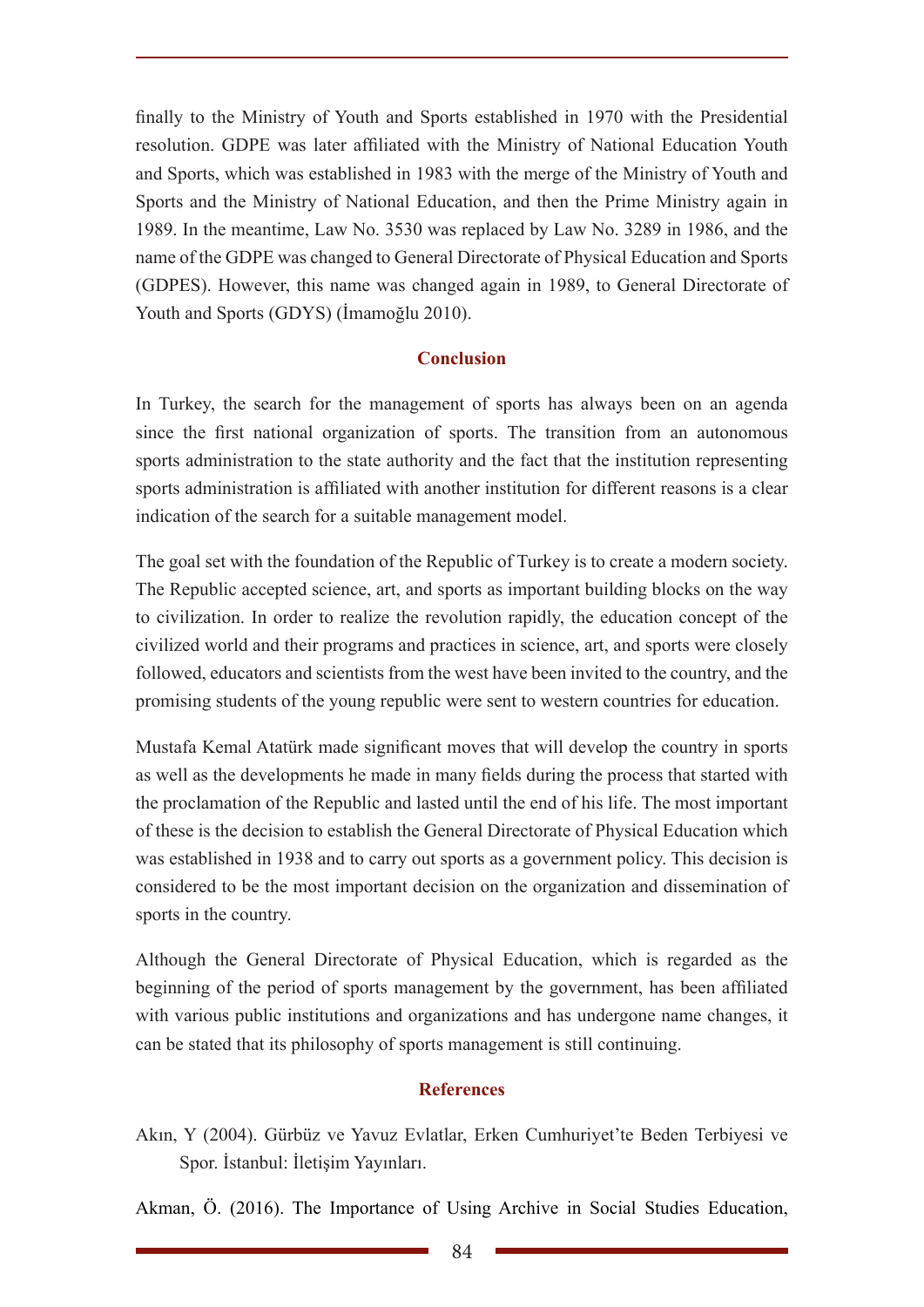finally to the Ministry of Youth and Sports established in 1970 with the Presidential resolution. GDPE was later affiliated with the Ministry of National Education Youth and Sports, which was established in 1983 with the merge of the Ministry of Youth and Sports and the Ministry of National Education, and then the Prime Ministry again in 1989. In the meantime, Law No. 3530 was replaced by Law No. 3289 in 1986, and the name of the GDPE was changed to General Directorate of Physical Education and Sports (GDPES). However, this name was changed again in 1989, to General Directorate of Youth and Sports (GDYS) (İmamoğlu 2010).

## Conclusion

In Turkey, the search for the management of sports has always been on an agenda since the first national organization of sports. The transition from an autonomous sports administration to the state authority and the fact that the institution representing sports administration is affiliated with another institution for different reasons is a clear indication of the search for a suitable management model.

The goal set with the foundation of the Republic of Turkey is to create a modern society. The Republic accepted science, art, and sports as important building blocks on the way to civilization. In order to realize the revolution rapidly, the education concept of the civilized world and their programs and practices in science, art, and sports were closely followed, educators and scientists from the west have been invited to the country, and the promising students of the young republic were sent to western countries for education.

Mustafa Kemal Atatürk made significant moves that will develop the country in sports as well as the developments he made in many fields during the process that started with the proclamation of the Republic and lasted until the end of his life. The most important of these is the decision to establish the General Directorate of Physical Education which was established in 1938 and to carry out sports as a government policy. This decision is considered to be the most important decision on the organization and dissemination of sports in the country.

Although the General Directorate of Physical Education, which is regarded as the beginning of the period of sports management by the government, has been affiliated with various public institutions and organizations and has undergone name changes, it can be stated that its philosophy of sports management is still continuing.

## References

Akın, Y (2004). Gürbüz ve Yavuz Evlatlar, Erken Cumhuriyet'te Beden Terbiyesi ve Spor. İstanbul: İletişim Yayınları.

Akman, Ö. (2016). The Importance of Using Archive in Social Studies Education,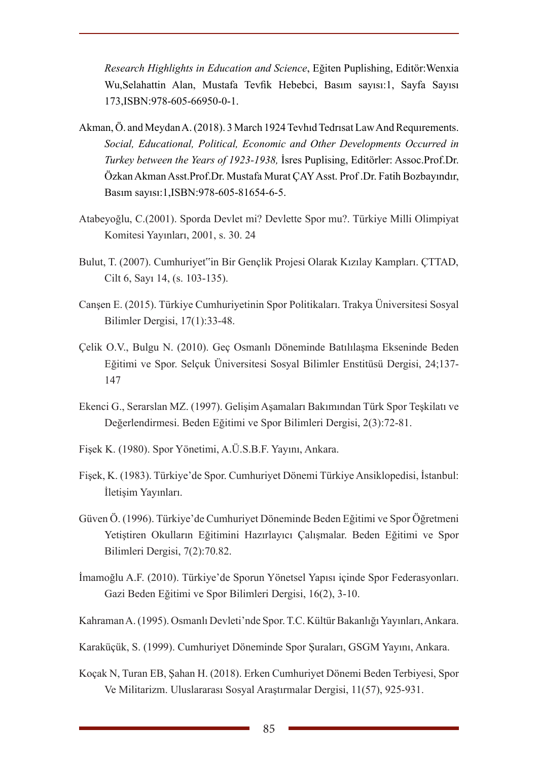*Research Highlights in Education and Science*, Eğiten Puplishing, Editör:Wenxia Wu,Selahattin Alan, Mustafa Tevfik Hebebci, Basım sayısı:1, Sayfa Sayısı 173,ISBN:978-605-66950-0-1.

Akman, Ö. and Meydan A. (2018). 3 March 1924 Tevhıd Tedrısat Law And Requırements. *Social, Educational, Political, Economic and Other Developments Occurred in Turkey between the Years of 1923-1938,* İsres Puplising, Editörler: Assoc.Prof.Dr. Özkan Akman Asst.Prof.Dr. Mustafa Murat ÇAY Asst. Prof .Dr. Fatih Bozbayındır, Basım sayısı:1,ISBN:978-605-81654-6-5.

Atabeyoğlu, C.(2001). Sporda Devlet mi? Devlette Spor mu?. Türkiye Milli Olimpiyat Komitesi Yayınları, 2001, s. 30. 24

Bulut, T. (2007). Cumhuriyet"in Bir Gençlik Projesi Olarak Kızılay Kampları. ÇTTAD, Cilt 6, Sayı 14, (s. 103-135).

Canşen E. (2015). Türkiye Cumhuriyetinin Spor Politikaları. Trakya Üniversitesi Sosyal Bilimler Dergisi, 17(1):33-48.

Çelik O.V., Bulgu N. (2010). Geç Osmanlı Döneminde Batılılaşma Ekseninde Beden Eğitimi ve Spor. Selçuk Üniversitesi Sosyal Bilimler Enstitüsü Dergisi, 24;137-147

Ekenci G., Serarslan MZ. (1997). Gelişim Aşamaları Bakımından Türk Spor Teşkilatı ve Değerlendirmesi. Beden Eğitimi ve Spor Bilimleri Dergisi, 2(3):72-81.

Fişek K. (1980). Spor Yönetimi, A.Ü.S.B.F. Yayını, Ankara.

Fişek, K. (1983). Türkiye'de Spor. Cumhuriyet Dönemi Türkiye Ansiklopedisi, İstanbul: İletişim Yayınları.

Güven Ö. (1996). Türkiye'de Cumhuriyet Döneminde Beden Eğitimi ve Spor Öğretmeni Yetiştiren Okulların Eğitimini Hazırlayıcı Çalışmalar. Beden Eğitimi ve Spor Bilimleri Dergisi, 7(2):70.82.

İmamoğlu A.F. (2010). Türkiye'de Sporun Yönetsel Yapısı içinde Spor Federasyonları. Gazi Beden Eğitimi ve Spor Bilimleri Dergisi, 16(2), 3-10.

Kahraman A. (1995). Osmanlı Devleti'nde Spor. T.C. Kültür Bakanlığı Yayınları, Ankara.

Karaküçük, S. (1999). Cumhuriyet Döneminde Spor Şuraları, GSGM Yayını, Ankara.

Koçak N, Turan EB, Şahan H. (2018). Erken Cumhuriyet Dönemi Beden Terbiyesi, Spor Ve Militarizm. Uluslararası Sosyal Araştırmalar Dergisi, 11(57), 925-931.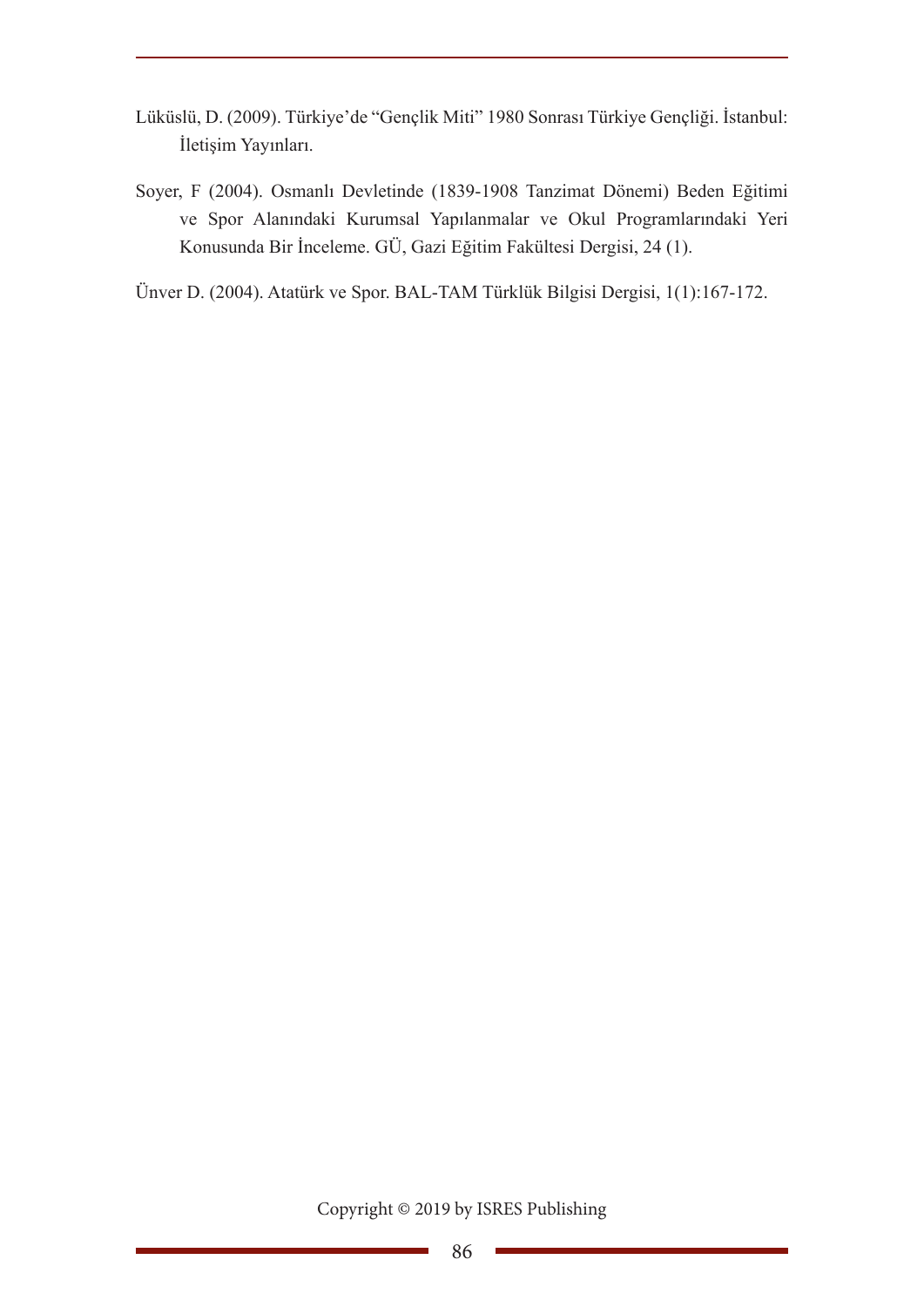Lüküslü, D. (2009). Türkiye'de "Gençlik Miti" 1980 Sonrası Türkiye Gençliği. İstanbul: İletişim Yayınları.

Soyer, F (2004). Osmanlı Devletinde (1839-1908 Tanzimat Dönemi) Beden Eğitimi ve Spor Alanındaki Kurumsal Yapılanmalar ve Okul Programlarındaki Yeri Konusunda Bir İnceleme. GÜ, Gazi Eğitim Fakültesi Dergisi, 24 (1).

Ünver D. (2004). Atatürk ve Spor. BAL-TAM Türklük Bilgisi Dergisi, 1(1):167-172.